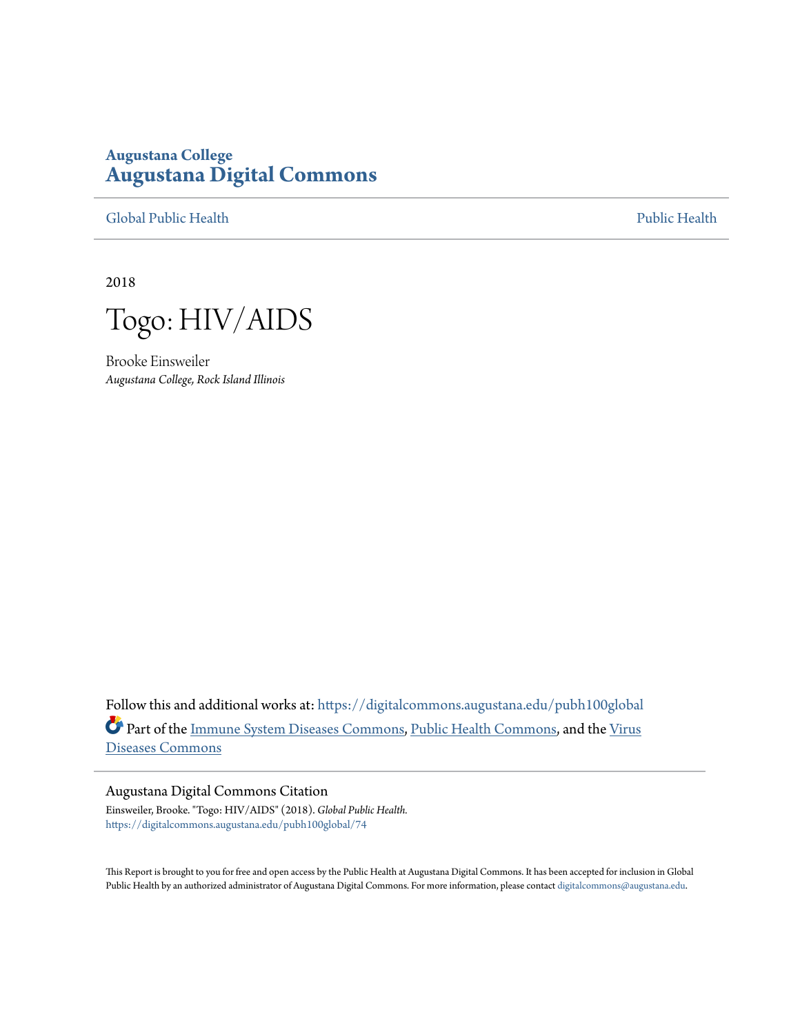**Augustana College**
# Augustana Digital Commons

Global Public Health | Public Health

2018

# Togo: HIV/AIDS

Brooke Einsweiler
*Augustana College, Rock Island Illinois*

Follow this and additional works at: https://digitalcommons.augustana.edu/pubh100global

Part of the Immune System Diseases Commons, Public Health Commons, and the Virus Diseases Commons

## Augustana Digital Commons Citation

Einsweiler, Brooke. "Togo: HIV/AIDS" (2018). *Global Public Health.*
https://digitalcommons.augustana.edu/pubh100global/74

This Report is brought to you for free and open access by the Public Health at Augustana Digital Commons. It has been accepted for inclusion in Global Public Health by an authorized administrator of Augustana Digital Commons. For more information, please contact digitalcommons@augustana.edu.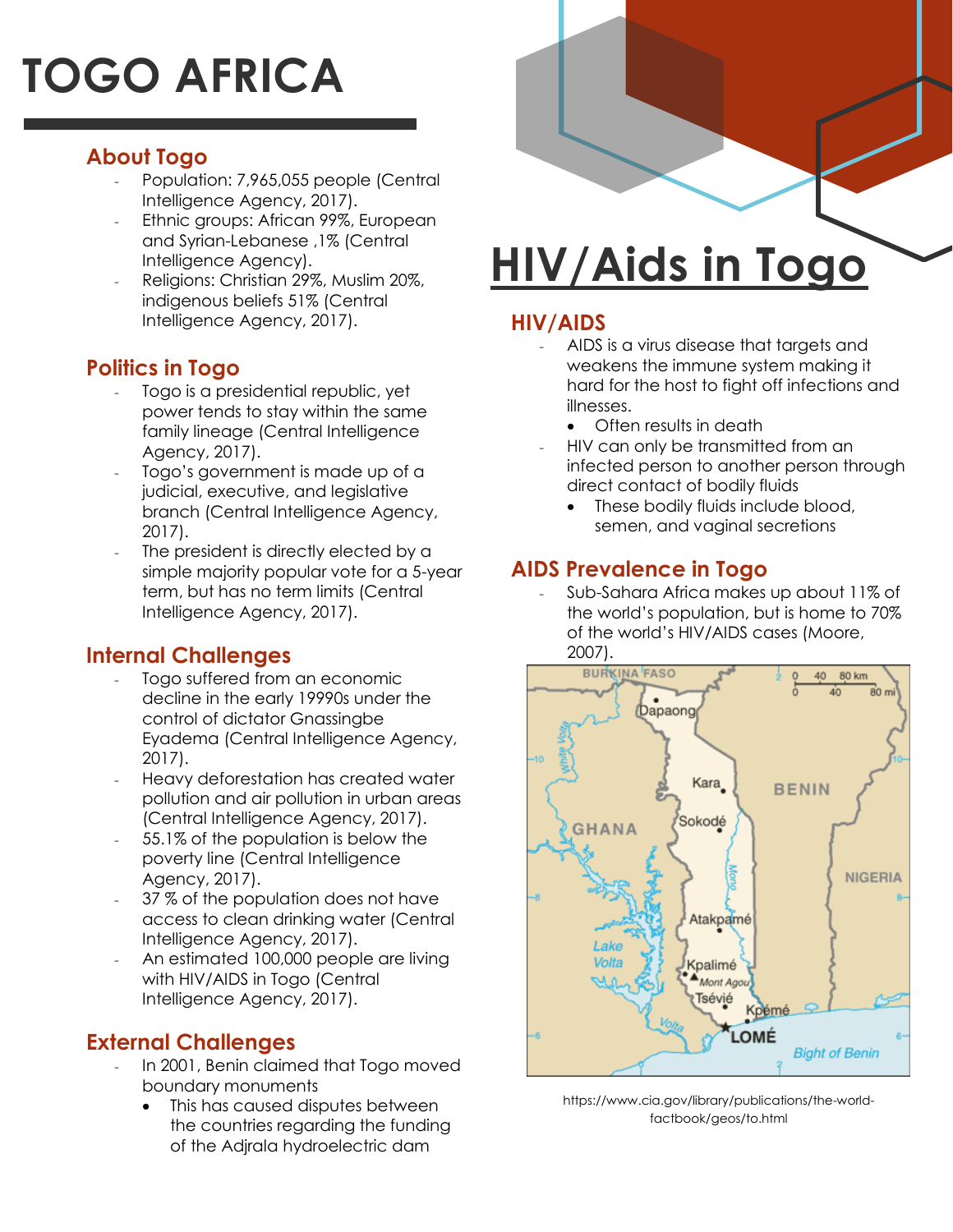# TOGO AFRICA

## About Togo

- Population: 7,965,055 people (Central Intelligence Agency, 2017).
- Ethnic groups: African 99%, European and Syrian-Lebanese ,1% (Central Intelligence Agency).
- Religions: Christian 29%, Muslim 20%, indigenous beliefs 51% (Central Intelligence Agency, 2017).

## Politics in Togo

- Togo is a presidential republic, yet power tends to stay within the same family lineage (Central Intelligence Agency, 2017).
- Togo's government is made up of a judicial, executive, and legislative branch (Central Intelligence Agency, 2017).
- The president is directly elected by a simple majority popular vote for a 5-year term, but has no term limits (Central Intelligence Agency, 2017).

## Internal Challenges

- Togo suffered from an economic decline in the early 19990s under the control of dictator Gnassingbe Eyadema (Central Intelligence Agency, 2017).
- Heavy deforestation has created water pollution and air pollution in urban areas (Central Intelligence Agency, 2017).
- 55.1% of the population is below the poverty line (Central Intelligence Agency, 2017).
- 37 % of the population does not have access to clean drinking water (Central Intelligence Agency, 2017).
- An estimated 100,000 people are living with HIV/AIDS in Togo (Central Intelligence Agency, 2017).

## External Challenges

- In 2001, Benin claimed that Togo moved boundary monuments
  - This has caused disputes between the countries regarding the funding of the Adjrala hydroelectric dam

# HIV/Aids in Togo

## HIV/AIDS

- AIDS is a virus disease that targets and weakens the immune system making it hard for the host to fight off infections and illnesses.
  - Often results in death
- HIV can only be transmitted from an infected person to another person through direct contact of bodily fluids
  - These bodily fluids include blood, semen, and vaginal secretions

## AIDS Prevalence in Togo

- Sub-Sahara Africa makes up about 11% of the world's population, but is home to 70% of the world's HIV/AIDS cases (Moore, 2007).

https://www.cia.gov/library/publications/the-world-factbook/geos/to.html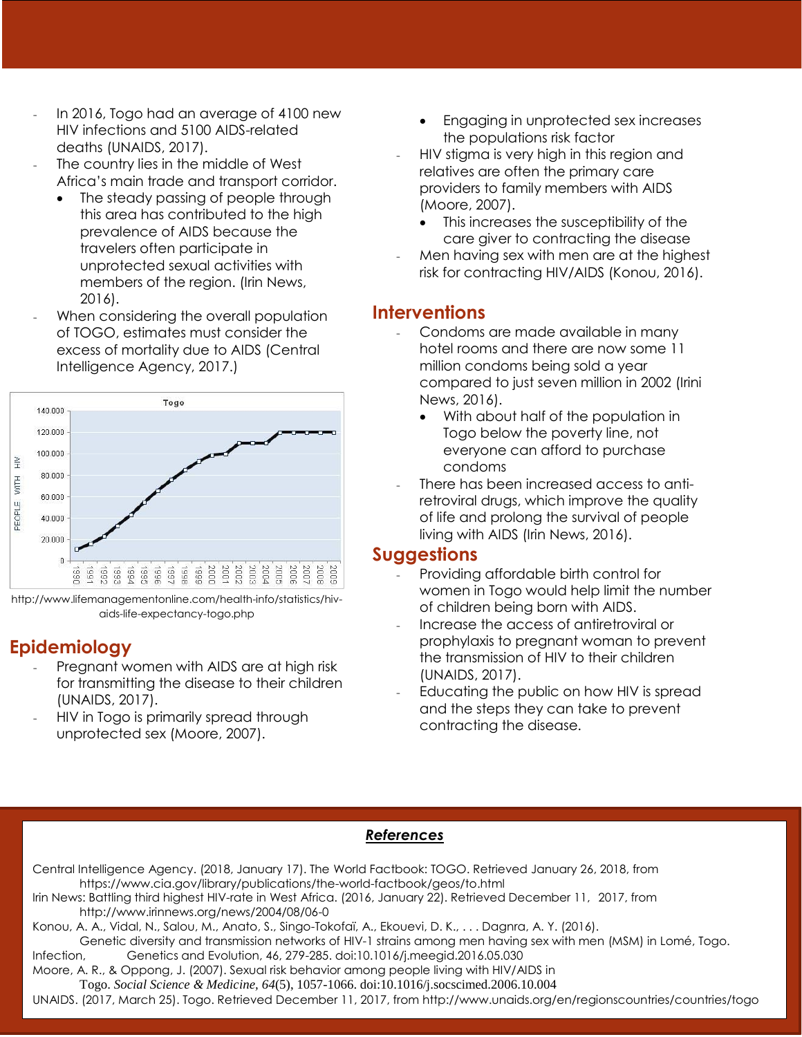- In 2016, Togo had an average of 4100 new HIV infections and 5100 AIDS-related deaths (UNAIDS, 2017).
- The country lies in the middle of West Africa's main trade and transport corridor.
  - The steady passing of people through this area has contributed to the high prevalence of AIDS because the travelers often participate in unprotected sexual activities with members of the region. (Irin News, 2016).
- When considering the overall population of TOGO, estimates must consider the excess of mortality due to AIDS (Central Intelligence Agency, 2017.)

Togo

PEOPLE WITH HIV

140.000
120.000
100.000
80.000
60.000
40.000
20.000
0

1990 1991 1992 1993 1994 1995 1996 1997 1998 1999 2000 2001 2002 2003 2004 2005 2006 2007 2008 2009

http://www.lifemanagementonline.com/health-info/statistics/hiv-aids-life-expectancy-togo.php

## Epidemiology

- Pregnant women with AIDS are at high risk for transmitting the disease to their children (UNAIDS, 2017).
- HIV in Togo is primarily spread through unprotected sex (Moore, 2007).
  - Engaging in unprotected sex increases the populations risk factor
- HIV stigma is very high in this region and relatives are often the primary care providers to family members with AIDS (Moore, 2007).
  - This increases the susceptibility of the care giver to contracting the disease
- Men having sex with men are at the highest risk for contracting HIV/AIDS (Konou, 2016).

## Interventions

- Condoms are made available in many hotel rooms and there are now some 11 million condoms being sold a year compared to just seven million in 2002 (Irini News, 2016).
  - With about half of the population in Togo below the poverty line, not everyone can afford to purchase condoms
- There has been increased access to anti-retroviral drugs, which improve the quality of life and prolong the survival of people living with AIDS (Irin News, 2016).

## Suggestions

- Providing affordable birth control for women in Togo would help limit the number of children being born with AIDS.
- Increase the access of antiretroviral or prophylaxis to pregnant woman to prevent the transmission of HIV to their children (UNAIDS, 2017).
- Educating the public on how HIV is spread and the steps they can take to prevent contracting the disease.

## ***References***

Central Intelligence Agency. (2018, January 17). The World Factbook: TOGO. Retrieved January 26, 2018, from https://www.cia.gov/library/publications/the-world-factbook/geos/to.html

Irin News: Battling third highest HIV-rate in West Africa. (2016, January 22). Retrieved December 11, 2017, from http://www.irinnews.org/news/2004/08/06-0

Konou, A. A., Vidal, N., Salou, M., Anato, S., Singo-Tokofaï, A., Ekouevi, D. K., . . . Dagnra, A. Y. (2016). Genetic diversity and transmission networks of HIV-1 strains among men having sex with men (MSM) in Lomé, Togo. Infection, Genetics and Evolution, 46, 279-285. doi:10.1016/j.meegid.2016.05.030

Moore, A. R., & Oppong, J. (2007). Sexual risk behavior among people living with HIV/AIDS in Togo. *Social Science & Medicine, 64*(5), 1057-1066. doi:10.1016/j.socscimed.2006.10.004

UNAIDS. (2017, March 25). Togo. Retrieved December 11, 2017, from http://www.unaids.org/en/regionscountries/countries/togo